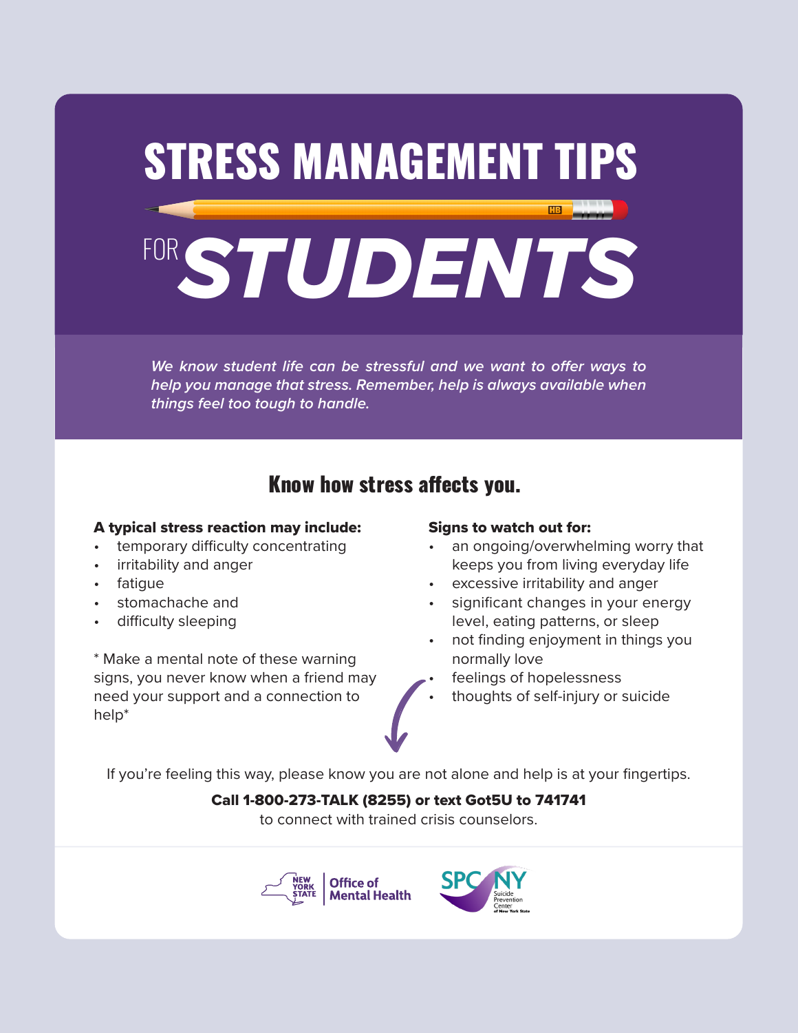# STRESS MANAGEMENT TIPS FOR STUDENTS

*We know student life can be stressful and we want to offer ways to help you manage that stress. Remember, help is always available when things feel too tough to handle.*

## Know how stress affects you.

**A typical stress reaction may include:**

- temporary difficulty concentrating
- irritability and anger
- fatigue
- stomachache and
- difficulty sleeping

* Make a mental note of these warning signs, you never know when a friend may need your support and a connection to help*

**Signs to watch out for:**

- an ongoing/overwhelming worry that keeps you from living everyday life
- excessive irritability and anger
- significant changes in your energy level, eating patterns, or sleep
- not finding enjoyment in things you normally love
- feelings of hopelessness
- thoughts of self-injury or suicide

If you're feeling this way, please know you are not alone and help is at your fingertips.

**Call 1-800-273-TALK (8255) or text Got5U to 741741**
to connect with trained crisis counselors.

New York State Office of Mental Health

SPCNY Suicide Prevention Center of New York State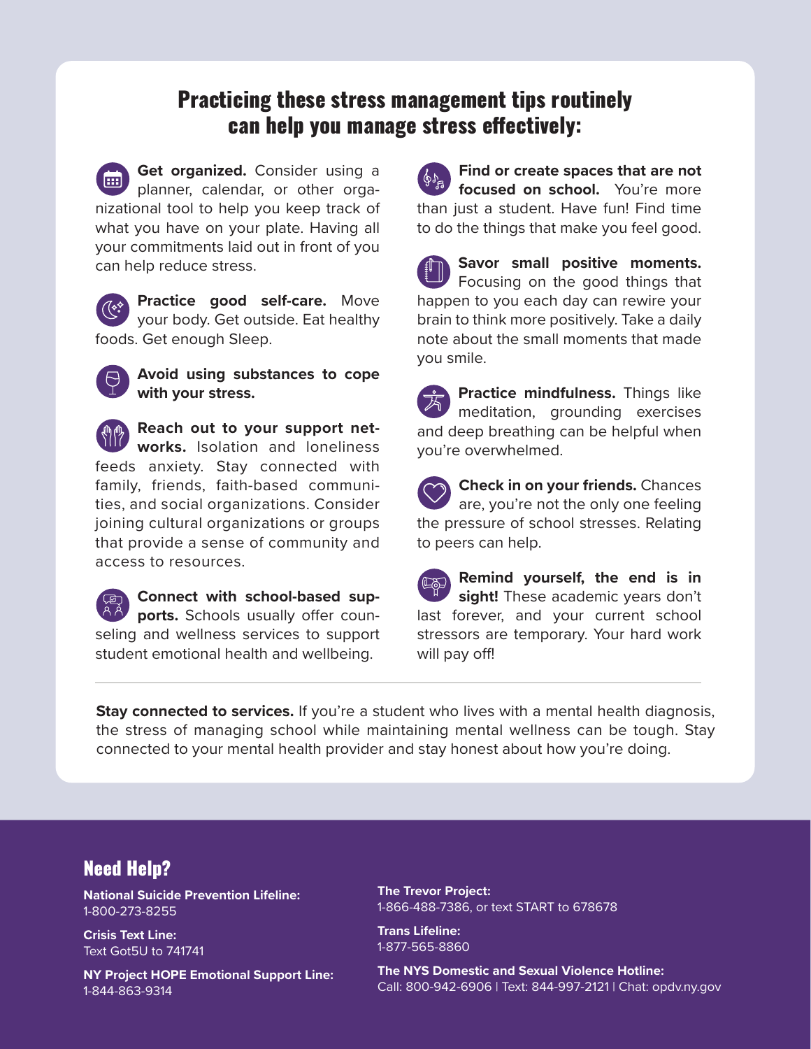## Practicing these stress management tips routinely can help you manage stress effectively:

**Get organized.** Consider using a planner, calendar, or other organizational tool to help you keep track of what you have on your plate. Having all your commitments laid out in front of you can help reduce stress.

**Practice good self-care.** Move your body. Get outside. Eat healthy foods. Get enough Sleep.

**Avoid using substances to cope with your stress.**

**Reach out to your support networks.** Isolation and loneliness feeds anxiety. Stay connected with family, friends, faith-based communities, and social organizations. Consider joining cultural organizations or groups that provide a sense of community and access to resources.

**Connect with school-based supports.** Schools usually offer counseling and wellness services to support student emotional health and wellbeing.

**Find or create spaces that are not focused on school.** You're more than just a student. Have fun! Find time to do the things that make you feel good.

**Savor small positive moments.** Focusing on the good things that happen to you each day can rewire your brain to think more positively. Take a daily note about the small moments that made you smile.

**Practice mindfulness.** Things like meditation, grounding exercises and deep breathing can be helpful when you're overwhelmed.

**Check in on your friends.** Chances are, you're not the only one feeling the pressure of school stresses. Relating to peers can help.

**Remind yourself, the end is in sight!** These academic years don't last forever, and your current school stressors are temporary. Your hard work will pay off!

---

**Stay connected to services.** If you're a student who lives with a mental health diagnosis, the stress of managing school while maintaining mental wellness can be tough. Stay connected to your mental health provider and stay honest about how you're doing.

## Need Help?

**National Suicide Prevention Lifeline:**
1-800-273-8255

**Crisis Text Line:**
Text Got5U to 741741

**NY Project HOPE Emotional Support Line:**
1-844-863-9314

**The Trevor Project:**
1-866-488-7386, or text START to 678678

**Trans Lifeline:**
1-877-565-8860

**The NYS Domestic and Sexual Violence Hotline:**
Call: 800-942-6906 | Text: 844-997-2121 | Chat: opdv.ny.gov